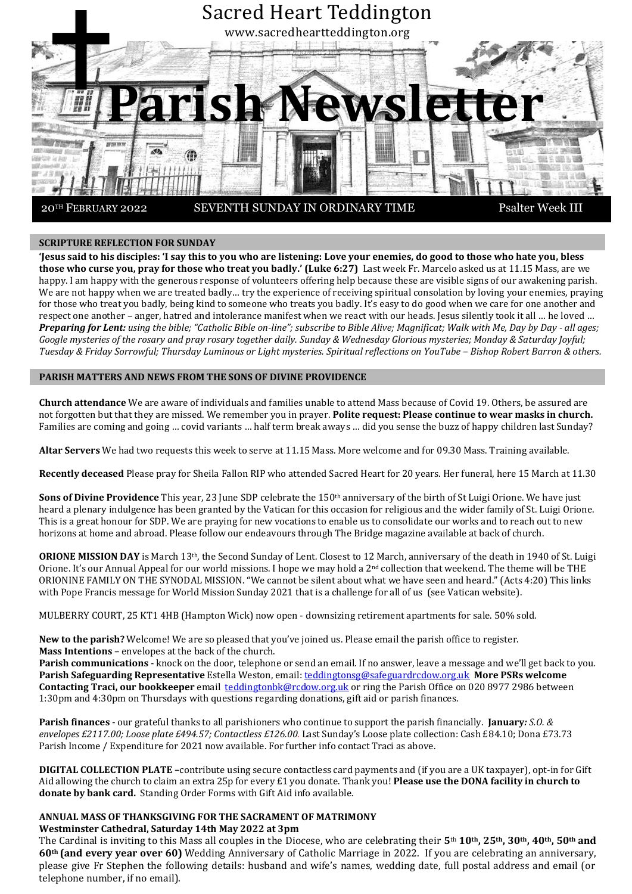# Sacred Heart Teddington

www.sacredheartteddington.org

# Parish Newsletter

20TH FEBRUARY 2022 | SEVENTH SUNDAY IN ORDINARY TIME | Psalter Week III

## SCRIPTURE REFLECTION FOR SUNDAY

**'Jesus said to his disciples: 'I say this to you who are listening: Love your enemies, do good to those who hate you, bless those who curse you, pray for those who treat you badly.' (Luke 6:27)** Last week Fr. Marcelo asked us at 11.15 Mass, are we happy. I am happy with the generous response of volunteers offering help because these are visible signs of our awakening parish. We are not happy when we are treated badly… try the experience of receiving spiritual consolation by loving your enemies, praying for those who treat you badly, being kind to someone who treats you badly. It's easy to do good when we care for one another and respect one another – anger, hatred and intolerance manifest when we react with our heads. Jesus silently took it all … he loved … ***Preparing for Lent:*** *using the bible; "Catholic Bible on-line"; subscribe to Bible Alive; Magnificat; Walk with Me, Day by Day - all ages; Google mysteries of the rosary and pray rosary together daily. Sunday & Wednesday Glorious mysteries; Monday & Saturday Joyful; Tuesday & Friday Sorrowful; Thursday Luminous or Light mysteries. Spiritual reflections on YouTube – Bishop Robert Barron & others.*

## PARISH MATTERS AND NEWS FROM THE SONS OF DIVINE PROVIDENCE

**Church attendance** We are aware of individuals and families unable to attend Mass because of Covid 19. Others, be assured are not forgotten but that they are missed. We remember you in prayer. **Polite request: Please continue to wear masks in church.** Families are coming and going … covid variants … half term break aways … did you sense the buzz of happy children last Sunday?

**Altar Servers** We had two requests this week to serve at 11.15 Mass. More welcome and for 09.30 Mass. Training available.

**Recently deceased** Please pray for Sheila Fallon RIP who attended Sacred Heart for 20 years. Her funeral, here 15 March at 11.30

**Sons of Divine Providence** This year, 23 June SDP celebrate the 150th anniversary of the birth of St Luigi Orione. We have just heard a plenary indulgence has been granted by the Vatican for this occasion for religious and the wider family of St. Luigi Orione. This is a great honour for SDP. We are praying for new vocations to enable us to consolidate our works and to reach out to new horizons at home and abroad. Please follow our endeavours through The Bridge magazine available at back of church.

**ORIONE MISSION DAY** is March 13th, the Second Sunday of Lent. Closest to 12 March, anniversary of the death in 1940 of St. Luigi Orione. It's our Annual Appeal for our world missions. I hope we may hold a 2nd collection that weekend. The theme will be THE ORIONINE FAMILY ON THE SYNODAL MISSION. "We cannot be silent about what we have seen and heard." (Acts 4:20) This links with Pope Francis message for World Mission Sunday 2021 that is a challenge for all of us (see Vatican website).

MULBERRY COURT, 25 KT1 4HB (Hampton Wick) now open - downsizing retirement apartments for sale. 50% sold.

**New to the parish?** Welcome! We are so pleased that you've joined us. Please email the parish office to register.
**Mass Intentions** – envelopes at the back of the church.
**Parish communications** - knock on the door, telephone or send an email. If no answer, leave a message and we'll get back to you.
**Parish Safeguarding Representative** Estella Weston, email: teddingtonsg@safeguardrcdow.org.uk **More PSRs welcome**
**Contacting Traci, our bookkeeper** email teddingtonbk@rcdow.org.uk or ring the Parish Office on 020 8977 2986 between 1:30pm and 4:30pm on Thursdays with questions regarding donations, gift aid or parish finances.

**Parish finances** - our grateful thanks to all parishioners who continue to support the parish financially. **January***: S.O. & envelopes £2117.00; Loose plate £494.57; Contactless £126.00.* Last Sunday's Loose plate collection: Cash £84.10; Dona £73.73 Parish Income / Expenditure for 2021 now available. For further info contact Traci as above.

**DIGITAL COLLECTION PLATE** –contribute using secure contactless card payments and (if you are a UK taxpayer), opt-in for Gift Aid allowing the church to claim an extra 25p for every £1 you donate. Thank you! **Please use the DONA facility in church to donate by bank card.** Standing Order Forms with Gift Aid info available.

### ANNUAL MASS OF THANKSGIVING FOR THE SACRAMENT OF MATRIMONY
**Westminster Cathedral, Saturday 14th May 2022 at 3pm**

The Cardinal is inviting to this Mass all couples in the Diocese, who are celebrating their **5th 10th, 25th, 30th, 40th, 50th and 60th (and every year over 60)** Wedding Anniversary of Catholic Marriage in 2022. If you are celebrating an anniversary, please give Fr Stephen the following details: husband and wife's names, wedding date, full postal address and email (or telephone number, if no email).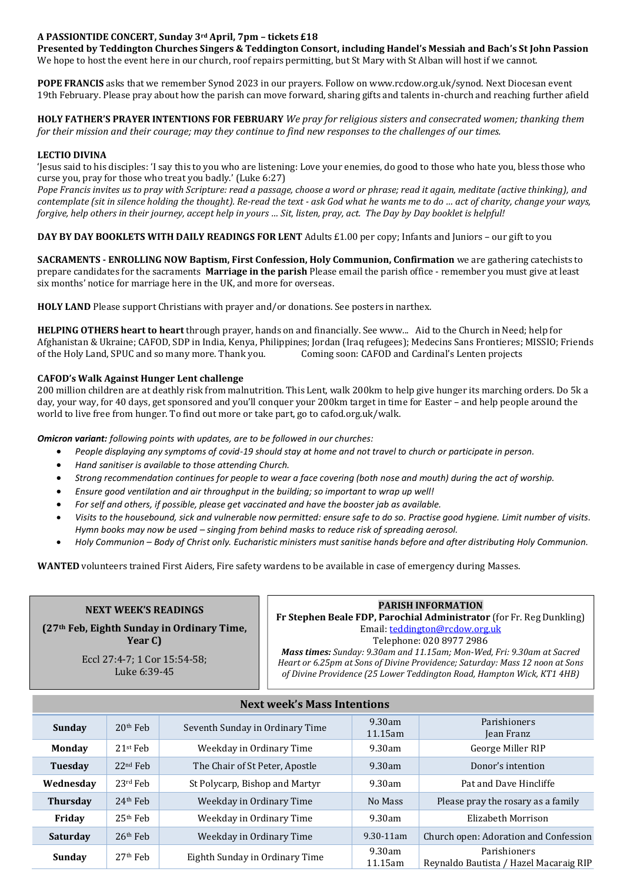**A PASSIONTIDE CONCERT, Sunday 3rd April, 7pm – tickets £18**
**Presented by Teddington Churches Singers & Teddington Consort, including Handel's Messiah and Bach's St John Passion**
We hope to host the event here in our church, roof repairs permitting, but St Mary with St Alban will host if we cannot.

**POPE FRANCIS** asks that we remember Synod 2023 in our prayers. Follow on www.rcdow.org.uk/synod. Next Diocesan event 19th February. Please pray about how the parish can move forward, sharing gifts and talents in-church and reaching further afield

**HOLY FATHER'S PRAYER INTENTIONS FOR FEBRUARY** *We pray for religious sisters and consecrated women; thanking them for their mission and their courage; may they continue to find new responses to the challenges of our times.*

**LECTIO DIVINA**
'Jesus said to his disciples: 'I say this to you who are listening: Love your enemies, do good to those who hate you, bless those who curse you, pray for those who treat you badly.' (Luke 6:27)
*Pope Francis invites us to pray with Scripture: read a passage, choose a word or phrase; read it again, meditate (active thinking), and contemplate (sit in silence holding the thought). Re-read the text - ask God what he wants me to do … act of charity, change your ways, forgive, help others in their journey, accept help in yours … Sit, listen, pray, act. The Day by Day booklet is helpful!*

**DAY BY DAY BOOKLETS WITH DAILY READINGS FOR LENT** Adults £1.00 per copy; Infants and Juniors – our gift to you

**SACRAMENTS - ENROLLING NOW Baptism, First Confession, Holy Communion, Confirmation** we are gathering catechists to prepare candidates for the sacraments **Marriage in the parish** Please email the parish office - remember you must give at least six months' notice for marriage here in the UK, and more for overseas.

**HOLY LAND** Please support Christians with prayer and/or donations. See posters in narthex.

**HELPING OTHERS heart to heart** through prayer, hands on and financially. See www... Aid to the Church in Need; help for Afghanistan & Ukraine; CAFOD, SDP in India, Kenya, Philippines; Jordan (Iraq refugees); Medecins Sans Frontieres; MISSIO; Friends of the Holy Land, SPUC and so many more. Thank you. Coming soon: CAFOD and Cardinal's Lenten projects

**CAFOD's Walk Against Hunger Lent challenge**
200 million children are at deathly risk from malnutrition. This Lent, walk 200km to help give hunger its marching orders. Do 5k a day, your way, for 40 days, get sponsored and you'll conquer your 200km target in time for Easter – and help people around the world to live free from hunger. To find out more or take part, go to cafod.org.uk/walk.

***Omicron variant:*** *following points with updates, are to be followed in our churches:*

- *People displaying any symptoms of covid-19 should stay at home and not travel to church or participate in person.*
- *Hand sanitiser is available to those attending Church.*
- *Strong recommendation continues for people to wear a face covering (both nose and mouth) during the act of worship.*
- *Ensure good ventilation and air throughput in the building; so important to wrap up well!*
- *For self and others, if possible, please get vaccinated and have the booster jab as available.*
- *Visits to the housebound, sick and vulnerable now permitted: ensure safe to do so. Practise good hygiene. Limit number of visits. Hymn books may now be used – singing from behind masks to reduce risk of spreading aerosol.*
- *Holy Communion – Body of Christ only. Eucharistic ministers must sanitise hands before and after distributing Holy Communion.*

**WANTED** volunteers trained First Aiders, Fire safety wardens to be available in case of emergency during Masses.

**NEXT WEEK'S READINGS**

**(27th Feb, Eighth Sunday in Ordinary Time, Year C)**

Eccl 27:4-7; 1 Cor 15:54-58; Luke 6:39-45

**PARISH INFORMATION**

**Fr Stephen Beale FDP, Parochial Administrator** (for Fr. Reg Dunkling)
Email: teddington@rcdow.org.uk
Telephone: 020 8977 2986
***Mass times:*** *Sunday: 9.30am and 11.15am; Mon-Wed, Fri: 9.30am at Sacred Heart or 6.25pm at Sons of Divine Providence; Saturday: Mass 12 noon at Sons of Divine Providence (25 Lower Teddington Road, Hampton Wick, KT1 4HB)*

**Next week's Mass Intentions**

| | | | | |
|---|---|---|---|---|
| **Sunday** | 20th Feb | Seventh Sunday in Ordinary Time | 9.30am<br>11.15am | Parishioners<br>Jean Franz |
| **Monday** | 21st Feb | Weekday in Ordinary Time | 9.30am | George Miller RIP |
| **Tuesday** | 22nd Feb | The Chair of St Peter, Apostle | 9.30am | Donor's intention |
| **Wednesday** | 23rd Feb | St Polycarp, Bishop and Martyr | 9.30am | Pat and Dave Hincliffe |
| **Thursday** | 24th Feb | Weekday in Ordinary Time | No Mass | Please pray the rosary as a family |
| **Friday** | 25th Feb | Weekday in Ordinary Time | 9.30am | Elizabeth Morrison |
| **Saturday** | 26th Feb | Weekday in Ordinary Time | 9.30-11am | Church open: Adoration and Confession |
| **Sunday** | 27th Feb | Eighth Sunday in Ordinary Time | 9.30am<br>11.15am | Parishioners<br>Reynaldo Bautista / Hazel Macaraig RIP |